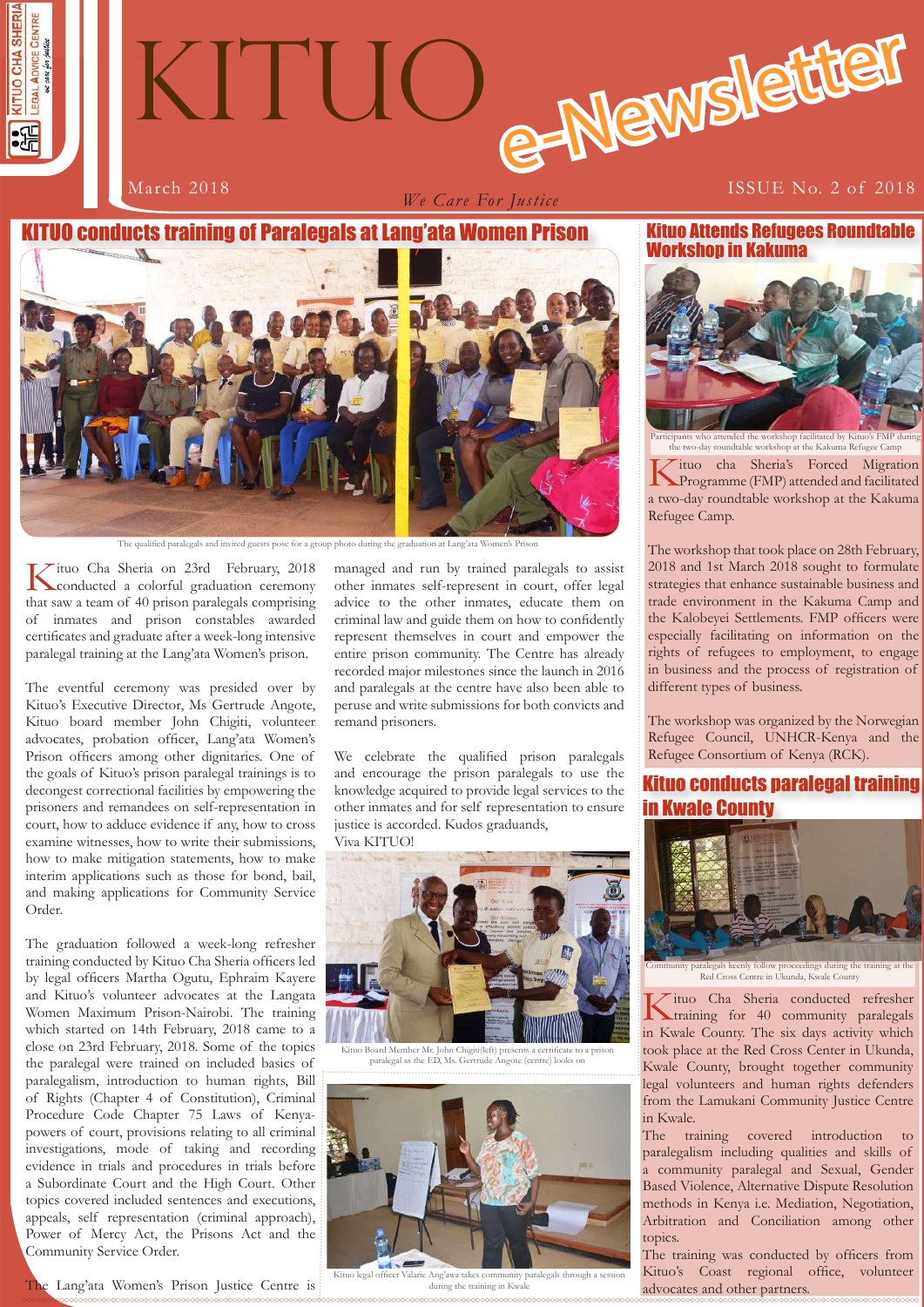# KITUO e-Newsletter

March 2018 — *We Care For Justice* — ISSUE No. 2 of 2018

## KITUO conducts training of Paralegals at Lang'ata Women Prison

The qualified paralegals and invited guests pose for a group photo during the graduation at Lang'ata Women's Prison

Kituo Cha Sheria on 23rd February, 2018 conducted a colorful graduation ceremony that saw a team of 40 prison paralegals comprising of inmates and prison constables awarded certificates and graduate after a week-long intensive paralegal training at the Lang'ata Women's prison.

The eventful ceremony was presided over by Kituo's Executive Director, Ms Gertrude Angote, Kituo board member John Chigiti, volunteer advocates, probation officer, Lang'ata Women's Prison officers among other dignitaries. One of the goals of Kituo's prison paralegal trainings is to decongest correctional facilities by empowering the prisoners and remandees on self-representation in court, how to adduce evidence if any, how to cross examine witnesses, how to write their submissions, how to make mitigation statements, how to make interim applications such as those for bond, bail, and making applications for Community Service Order.

The graduation followed a week-long refresher training conducted by Kituo Cha Sheria officers led by legal officers Martha Ogutu, Ephraim Kayere and Kituo's volunteer advocates at the Langata Women Maximum Prison-Nairobi. The training which started on 14th February, 2018 came to a close on 23rd February, 2018. Some of the topics the paralegal were trained on included basics of paralegalism, introduction to human rights, Bill of Rights (Chapter 4 of Constitution), Criminal Procedure Code Chapter 75 Laws of Kenya-powers of court, provisions relating to all criminal investigations, mode of taking and recording evidence in trials and procedures in trials before a Subordinate Court and the High Court. Other topics covered included sentences and executions, appeals, self representation (criminal approach), Power of Mercy Act, the Prisons Act and the Community Service Order.

The Lang'ata Women's Prison Justice Centre is managed and run by trained paralegals to assist other inmates self-represent in court, offer legal advice to the other inmates, educate them on criminal law and guide them on how to confidently represent themselves in court and empower the entire prison community. The Centre has already recorded major milestones since the launch in 2016 and paralegals at the centre have also been able to peruse and write submissions for both convicts and remand prisoners.

We celebrate the qualified prison paralegals and encourage the prison paralegals to use the knowledge acquired to provide legal services to the other inmates and for self representation to ensure justice is accorded. Kudos graduands, Viva KITUO!

Kituo Board Member Mr. John Chigiti(left) presents a certificate to a prison paralegal as the ED, Ms. Gertrude Angote (centre) looks on

Kituo legal officer Valarie Ang'awa takes community paralegals through a session during the training in Kwale

## Kituo Attends Refugees Roundtable Workshop in Kakuma

Participants who attended the workshop facilitated by Kituo's FMP during the two-day roundtable workshop at the Kakuma Refugee Camp

Kituo cha Sheria's Forced Migration Programme (FMP) attended and facilitated a two-day roundtable workshop at the Kakuma Refugee Camp.

The workshop that took place on 28th February, 2018 and 1st March 2018 sought to formulate strategies that enhance sustainable business and trade environment in the Kakuma Camp and the Kalobeyei Settlements. FMP officers were especially facilitating on information on the rights of refugees to employment, to engage in business and the process of registration of different types of business.

The workshop was organized by the Norwegian Refugee Council, UNHCR-Kenya and the Refugee Consortium of Kenya (RCK).

## Kituo conducts paralegal training in Kwale County

Community paralegals keenly follow proceedings during the training at the Red Cross Centre in Ukunda, Kwale County

Kituo Cha Sheria conducted refresher training for 40 community paralegals in Kwale County. The six days activity which took place at the Red Cross Center in Ukunda, Kwale County, brought together community legal volunteers and human rights defenders from the Lamukani Community Justice Centre in Kwale.

The training covered introduction to paralegalism including qualities and skills of a community paralegal and Sexual, Gender Based Violence, Alternative Dispute Resolution methods in Kenya i.e. Mediation, Negotiation, Arbitration and Conciliation among other topics.

The training was conducted by officers from Kituo's Coast regional office, volunteer advocates and other partners.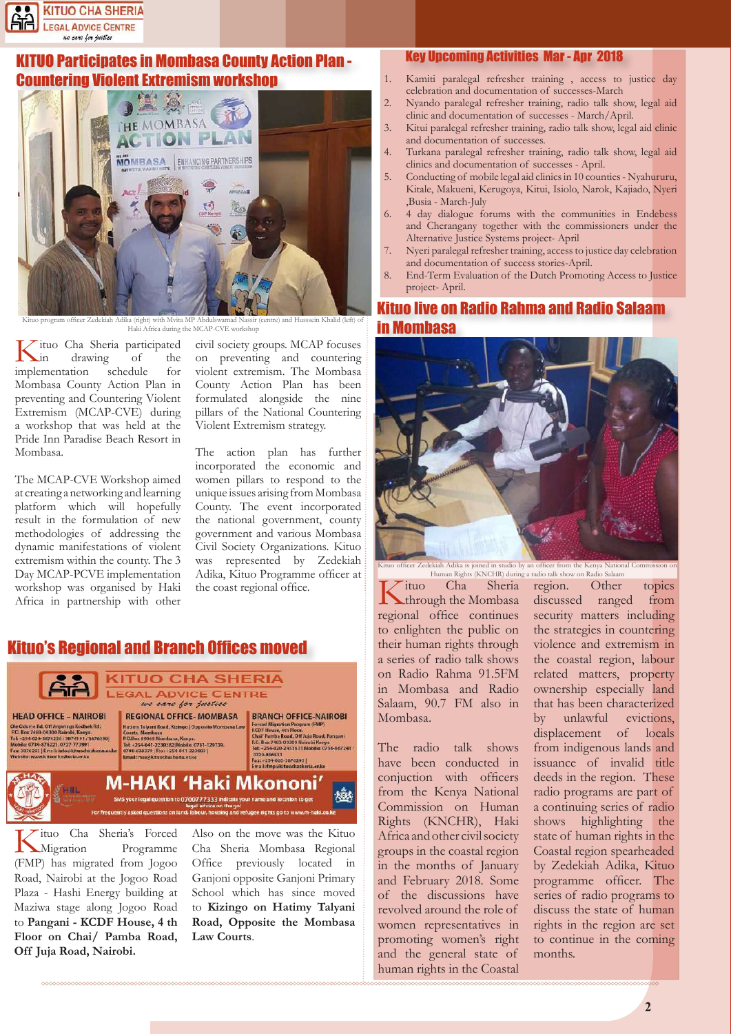## KITUO Participates in Mombasa County Action Plan - Countering Violent Extremism workshop

Kituo program officer Zedekiah Adika (right) with Mvita MP Abdulswamad Nassir (centre) and Husssein Khalid (left) of Haki Africa during the MCAP-CVE workshop

Kituo Cha Sheria participated in drawing of the implementation schedule for Mombasa County Action Plan in preventing and Countering Violent Extremism (MCAP-CVE) during a workshop that was held at the Pride Inn Paradise Beach Resort in Mombasa.

The MCAP-CVE Workshop aimed at creating a networking and learning platform which will hopefully result in the formulation of new methodologies of addressing the dynamic manifestations of violent extremism within the county. The 3 Day MCAP-PCVE implementation workshop was organised by Haki Africa in partnership with other civil society groups. MCAP focuses on preventing and countering violent extremism. The Mombasa County Action Plan has been formulated alongside the nine pillars of the National Countering Violent Extremism strategy.

The action plan has further incorporated the economic and women pillars to respond to the unique issues arising from Mombasa County. The event incorporated the national government, county government and various Mombasa Civil Society Organizations. Kituo was represented by Zedekiah Adika, Kituo Programme officer at the coast regional office.

## Kituo's Regional and Branch Offices moved

**KITUO CHA SHERIA LEGAL ADVICE CENTRE** *we care for justice*

**HEAD OFFICE – NAIROBI**
Ole Odume Rd, Off Argwings Kodhek Rd; P.O. Box 7483-00300 Nairobi, Kenya. Tel: +254-020-3874220 / 3874191 / 3876290 | Mobile: 0734-874221, 0727-773991 | Fax: 3876295 | Email: info@kituochasheria.or.ke | Website: www.kituochasheria.or.ke

**REGIONAL OFFICE- MOMBASA**
Hatimy Talyani Road, Kizingo | Opposite Mombasa Law Courts, Mombasa. P.O.Box 80968 Mombasa, Kenya. Tel: +254-041-2230282 | Mobile: 0731-129739, 0790-638279 | Fax: +254-041-2230083 | Email: msa@kituochasheria.or.ke

**BRANCH OFFICE-NAIROBI**
Forced Migration Program (FMP) KCDF House, 4th Floor, Chai/ Pamba Road, Off Juja Road, Pangani P.O. Box 7483-00300 Nairobi Kenya. Tel: +254-020-2451631 Mobile: 0736-667241 / 0724-866511 Fax: +254-020-3874295 | Email: fmp@kituochasheria.or.ke

**M-HAKI 'Haki Mkononi'**
SMS your legal question to 0700777333 indicate your name and location to get legal advice on the go!
For frequently asked questions on land, labour, housing and refugee rights go to www.m-haki.co.ke

Kituo Cha Sheria's Forced Migration Programme (FMP) has migrated from Jogoo Road, Nairobi at the Jogoo Road Plaza - Hashi Energy building at Maziwa stage along Jogoo Road to **Pangani - KCDF House, 4 th Floor on Chai/ Pamba Road, Off Juja Road, Nairobi.**

Also on the move was the Kituo Cha Sheria Mombasa Regional Office previously located in Ganjoni opposite Ganjoni Primary School which has since moved to **Kizingo on Hatimy Talyani Road, Opposite the Mombasa Law Courts**.

## Key Upcoming Activities Mar - Apr 2018

1. Kamiti paralegal refresher training , access to justice day celebration and documentation of successes-March
2. Nyando paralegal refresher training, radio talk show, legal aid clinic and documentation of successes - March/April.
3. Kitui paralegal refresher training, radio talk show, legal aid clinic and documentation of successes.
4. Turkana paralegal refresher training, radio talk show, legal aid clinics and documentation of successes - April.
5. Conducting of mobile legal aid clinics in 10 counties - Nyahururu, Kitale, Makueni, Kerugoya, Kitui, Isiolo, Narok, Kajiado, Nyeri ,Busia - March-July
6. 4 day dialogue forums with the communities in Endebess and Cherangany together with the commissioners under the Alternative Justice Systems project- April
7. Nyeri paralegal refresher training, access to justice day celebration and documentation of success stories-April.
8. End-Term Evaluation of the Dutch Promoting Access to Justice project- April.

## Kituo live on Radio Rahma and Radio Salaam in Mombasa

Kituo officer Zedekiah Adika is joined in studio by an officer from the Kenya National Commission on Human Rights (KNCHR) during a radio talk show on Radio Salaam

Kituo Cha Sheria through the Mombasa regional office continues to enlighten the public on their human rights through a series of radio talk shows on Radio Rahma 91.5FM in Mombasa and Radio Salaam, 90.7 FM also in Mombasa.

The radio talk shows have been conducted in conjuction with officers from the Kenya National Commission on Human Rights (KNCHR), Haki Africa and other civil society groups in the coastal region in the months of January and February 2018. Some of the discussions have revolved around the role of women representatives in promoting women's right and the general state of human rights in the Coastal region. Other topics discussed ranged from security matters including the strategies in countering violence and extremism in the coastal region, labour related matters, property ownership especially land that has been characterized by unlawful evictions, displacement of locals from indigenous lands and issuance of invalid title deeds in the region. These radio programs are part of a continuing series of radio shows highlighting the state of human rights in the Coastal region spearheaded by Zedekiah Adika, Kituo programme officer. The series of radio programs to discuss the state of human rights in the region are set to continue in the coming months.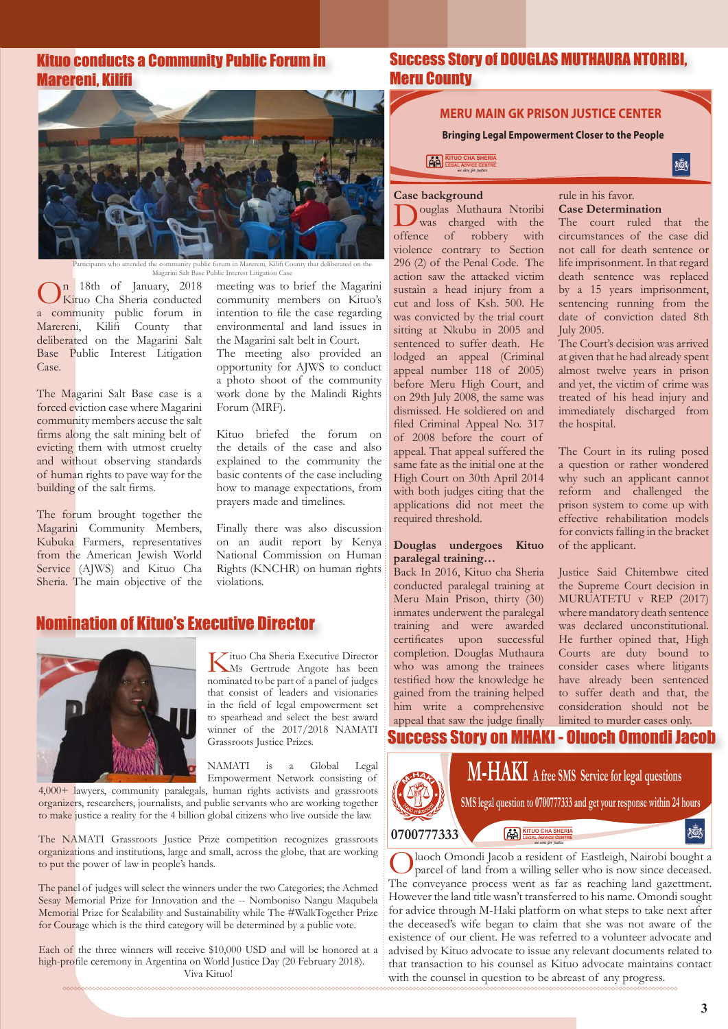## Kituo conducts a Community Public Forum in Marereni, Kilifi

Participants who attended the community public forum in Marereni, Kilifi County that deliberated on the Magarini Salt Base Public Interest Litigation Case

On 18th of January, 2018 Kituo Cha Sheria conducted a community public forum in Marereni, Kilifi County that deliberated on the Magarini Salt Base Public Interest Litigation Case.

The Magarini Salt Base case is a forced eviction case where Magarini community members accuse the salt firms along the salt mining belt of evicting them with utmost cruelty and without observing standards of human rights to pave way for the building of the salt firms.

The forum brought together the Magarini Community Members, Kubuka Farmers, representatives from the American Jewish World Service (AJWS) and Kituo Cha Sheria. The main objective of the meeting was to brief the Magarini community members on Kituo's intention to file the case regarding environmental and land issues in the Magarini salt belt in Court.

The meeting also provided an opportunity for AJWS to conduct a photo shoot of the community work done by the Malindi Rights Forum (MRF).

Kituo briefed the forum on the details of the case and also explained to the community the basic contents of the case including how to manage expectations, from prayers made and timelines.

Finally there was also discussion on an audit report by Kenya National Commission on Human Rights (KNCHR) on human rights violations.

## Nomination of Kituo's Executive Director

Kituo Cha Sheria Executive Director Ms Gertrude Angote has been nominated to be part of a panel of judges that consist of leaders and visionaries in the field of legal empowerment set to spearhead and select the best award winner of the 2017/2018 NAMATI Grassroots Justice Prizes.

NAMATI is a Global Legal Empowerment Network consisting of 4,000+ lawyers, community paralegals, human rights activists and grassroots organizers, researchers, journalists, and public servants who are working together to make justice a reality for the 4 billion global citizens who live outside the law.

The NAMATI Grassroots Justice Prize competition recognizes grassroots organizations and institutions, large and small, across the globe, that are working to put the power of law in people's hands.

The panel of judges will select the winners under the two Categories; the Achmed Sesay Memorial Prize for Innovation and the -- Nomboniso Nangu Maqubela Memorial Prize for Scalability and Sustainability while The #WalkTogether Prize for Courage which is the third category will be determined by a public vote.

Each of the three winners will receive $10,000 USD and will be honored at a high-profile ceremony in Argentina on World Justice Day (20 February 2018).

Viva Kituo!

## Success Story of DOUGLAS MUTHAURA NTORIBI, Meru County

**MERU MAIN GK PRISON JUSTICE CENTER**

**Bringing Legal Empowerment Closer to the People**

KITUO CHA SHERIA LEGAL ADVICE CENTRE

### Case background

Douglas Muthaura Ntoribi was charged with the offence of robbery with violence contrary to Section 296 (2) of the Penal Code. The action saw the attacked victim sustain a head injury from a cut and loss of Ksh. 500. He was convicted by the trial court sitting at Nkubu in 2005 and sentenced to suffer death. He lodged an appeal (Criminal appeal number 118 of 2005) before Meru High Court, and on 29th July 2008, the same was dismissed. He soldiered on and filed Criminal Appeal No. 317 of 2008 before the court of appeal. That appeal suffered the same fate as the initial one at the High Court on 30th April 2014 with both judges citing that the applications did not meet the required threshold.

### Douglas undergoes Kituo paralegal training…

Back In 2016, Kituo cha Sheria conducted paralegal training at Meru Main Prison, thirty (30) inmates underwent the paralegal training and were awarded certificates upon successful completion. Douglas Muthaura who was among the trainees testified how the knowledge he gained from the training helped him write a comprehensive appeal that saw the judge finally rule in his favor.

### Case Determination

The court ruled that the circumstances of the case did not call for death sentence or life imprisonment. In that regard death sentence was replaced by a 15 years imprisonment, sentencing running from the date of conviction dated 8th July 2005.

The Court's decision was arrived at given that he had already spent almost twelve years in prison and yet, the victim of crime was treated of his head injury and immediately discharged from the hospital.

The Court in its ruling posed a question or rather wondered why such an applicant cannot reform and challenged the prison system to come up with effective rehabilitation models for convicts falling in the bracket of the applicant.

Justice Said Chitembwe cited the Supreme Court decision in MURUATETU v REP (2017) where mandatory death sentence was declared unconstitutional. He further opined that, High Courts are duty bound to consider cases where litigants have already been sentenced to suffer death and that, the consideration should not be limited to murder cases only.

## Success Story on MHAKI - Oluoch Omondi Jacob

**M-HAKI** A free SMS Service for legal questions

SMS legal question to 0700777333 and get your response within 24 hours

0700777333

KITUO CHA SHERIA LEGAL ADVICE CENTRE

Oluoch Omondi Jacob a resident of Eastleigh, Nairobi bought a parcel of land from a willing seller who is now since deceased. The conveyance process went as far as reaching land gazettment. However the land title wasn't transferred to his name. Omondi sought for advice through M-Haki platform on what steps to take next after the deceased's wife began to claim that she was not aware of the existence of our client. He was referred to a volunteer advocate and advised by Kituo advocate to issue any relevant documents related to that transaction to his counsel as Kituo advocate maintains contact with the counsel in question to be abreast of any progress.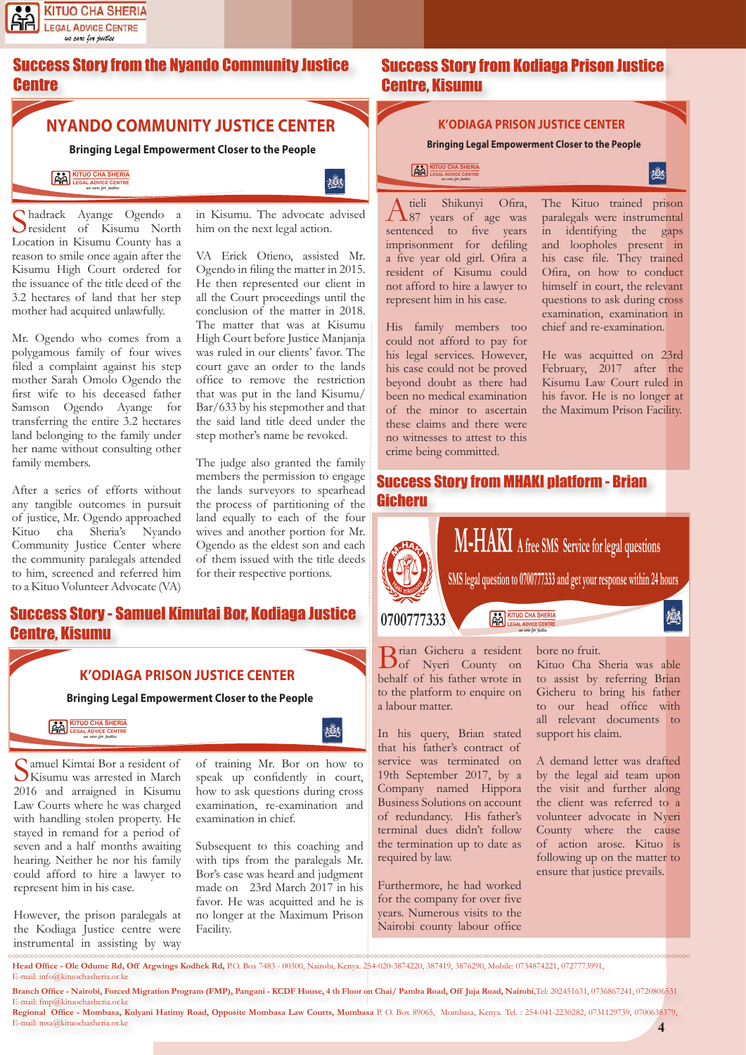## Success Story from the Nyando Community Justice Centre

### NYANDO COMMUNITY JUSTICE CENTER

**Bringing Legal Empowerment Closer to the People**

Shadrack Ayange Ogendo a resident of Kisumu North Location in Kisumu County has a reason to smile once again after the Kisumu High Court ordered for the issuance of the title deed of the 3.2 hectares of land that her step mother had acquired unlawfully.

Mr. Ogendo who comes from a polygamous family of four wives filed a complaint against his step mother Sarah Omolo Ogendo the first wife to his deceased father Samson Ogendo Ayange for transferring the entire 3.2 hectares land belonging to the family under her name without consulting other family members.

After a series of efforts without any tangible outcomes in pursuit of justice, Mr. Ogendo approached Kituo cha Sheria's Nyando Community Justice Center where the community paralegals attended to him, screened and referred him to a Kituo Volunteer Advocate (VA) in Kisumu. The advocate advised him on the next legal action.

VA Erick Otieno, assisted Mr. Ogendo in filing the matter in 2015. He then represented our client in all the Court proceedings until the conclusion of the matter in 2018. The matter that was at Kisumu High Court before Justice Manjanja was ruled in our clients' favor. The court gave an order to the lands office to remove the restriction that was put in the land Kisumu/Bar/633 by his stepmother and that the said land title deed under the step mother's name be revoked.

The judge also granted the family members the permission to engage the lands surveyors to spearhead the process of partitioning of the land equally to each of the four wives and another portion for Mr. Ogendo as the eldest son and each of them issued with the title deeds for their respective portions.

## Success Story - Samuel Kimutai Bor, Kodiaga Justice Centre, Kisumu

### K'ODIAGA PRISON JUSTICE CENTER

**Bringing Legal Empowerment Closer to the People**

Samuel Kimtai Bor a resident of Kisumu was arrested in March 2016 and arraigned in Kisumu Law Courts where he was charged with handling stolen property. He stayed in remand for a period of seven and a half months awaiting hearing. Neither he nor his family could afford to hire a lawyer to represent him in his case.

However, the prison paralegals at the Kodiaga Justice centre were instrumental in assisting by way of training Mr. Bor on how to speak up confidently in court, how to ask questions during cross examination, re-examination and examination in chief.

Subsequent to this coaching and with tips from the paralegals Mr. Bor's case was heard and judgment made on 23rd March 2017 in his favor. He was acquitted and he is no longer at the Maximum Prison Facility.

## Success Story from Kodiaga Prison Justice Centre, Kisumu

### K'ODIAGA PRISON JUSTICE CENTER

**Bringing Legal Empowerment Closer to the People**

Atieli Shikunyi Ofira, 87 years of age was sentenced to five years imprisonment for defiling a five year old girl. Ofira a resident of Kisumu could not afford to hire a lawyer to represent him in his case.

His family members too could not afford to pay for his legal services. However, his case could not be proved beyond doubt as there had been no medical examination of the minor to ascertain these claims and there were no witnesses to attest to this crime being committed.

The Kituo trained prison paralegals were instrumental in identifying the gaps and loopholes present in his case file. They trained Ofira, on how to conduct himself in court, the relevant questions to ask during cross examination, examination in chief and re-examination.

He was acquitted on 23rd February, 2017 after the Kisumu Law Court ruled in his favor. He is no longer at the Maximum Prison Facility.

## Success Story from MHAKI platform - Brian Gicheru

M-HAKI A free SMS Service for legal questions

SMS legal question to 0700777333 and get your response within 24 hours

0700777333

Brian Gicheru a resident of Nyeri County on behalf of his father wrote in to the platform to enquire on a labour matter.

In his query, Brian stated that his father's contract of service was terminated on 19th September 2017, by a Company named Hippora Business Solutions on account of redundancy. His father's terminal dues didn't follow the termination up to date as required by law.

Furthermore, he had worked for the company for over five years. Numerous visits to the Nairobi county labour office bore no fruit.

Kituo Cha Sheria was able to assist by referring Brian Gicheru to bring his father to our head office with all relevant documents to support his claim.

A demand letter was drafted by the legal aid team upon the visit and further along the client was referred to a volunteer advocate in Nyeri County where the cause of action arose. Kituo is following up on the matter to ensure that justice prevails.

---

**Head Office - Ole Odume Rd, Off Argwings Kodhek Rd,** P.O. Box 7483 - 00300, Nairobi, Kenya. 254-020-3874220, 387419, 3876290, Mobile: 0734874221, 0727773991, E-mail: info@kituochasheria.or.ke

**Branch Office - Nairobi, Forced Migration Program (FMP), Pangani - KCDF House, 4 th Floor on Chai/ Pamba Road, Off Juja Road, Nairobi,** Tel: 202451631, 0736867241, 0720806531 E-mail: fmp@kituochasheria.or.ke

**Regional Office - Mombasa, Kulyani Hatimy Road, Opposite Mombasa Law Courts, Mombasa** P. O. Box 89065, Mombasa, Kenya. Tel. : 254-041-2230282, 0731129739, 0700638379, E-mail: msa@kituochasheria.or.ke